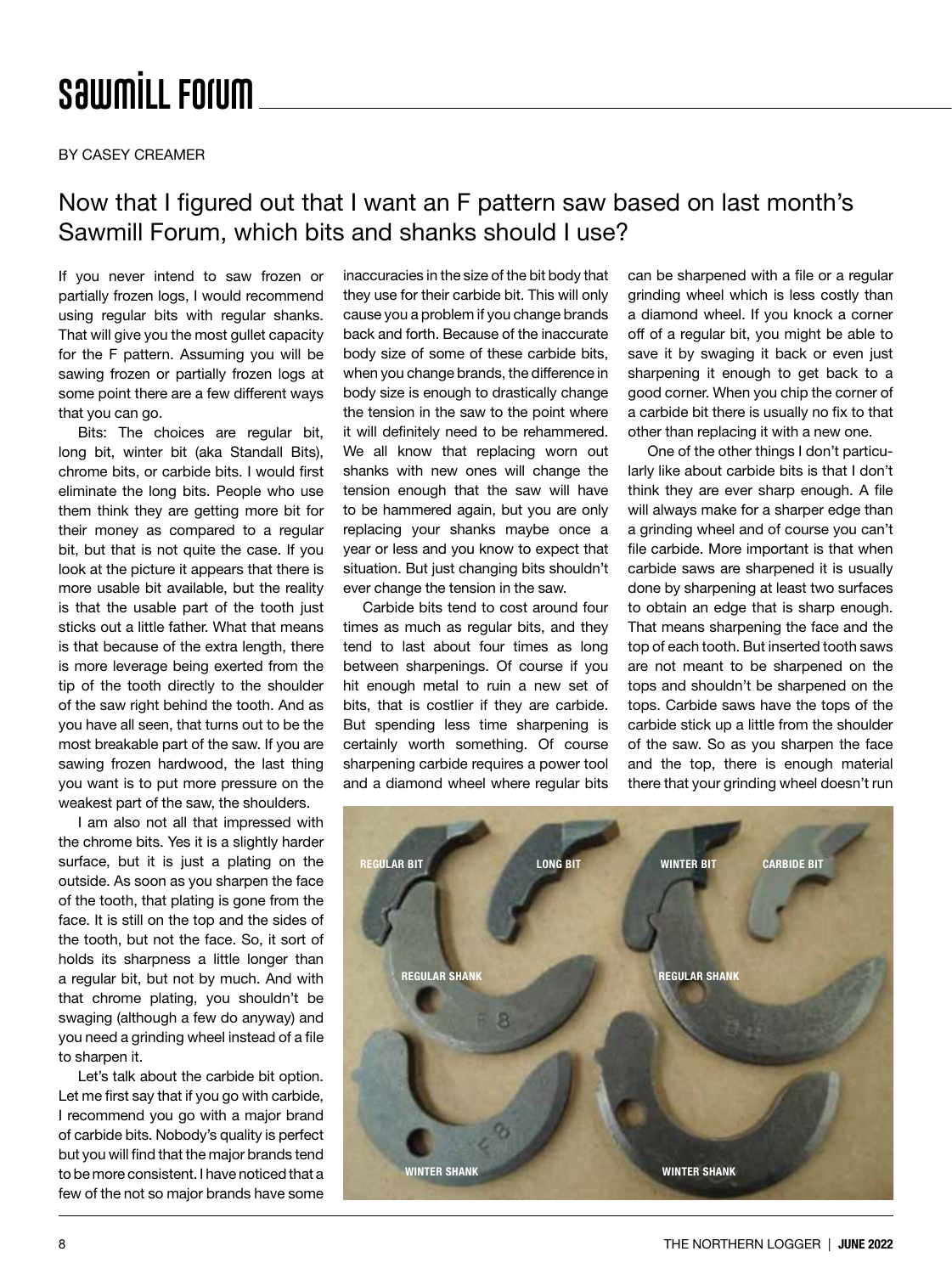# Sawmill Forum

BY CASEY CREAMER

## Now that I figured out that I want an F pattern saw based on last month's Sawmill Forum, which bits and shanks should I use?

If you never intend to saw frozen or partially frozen logs, I would recommend using regular bits with regular shanks. That will give you the most gullet capacity for the F pattern. Assuming you will be sawing frozen or partially frozen logs at some point there are a few different ways that you can go.

Bits: The choices are regular bit, long bit, winter bit (aka Standall Bits), chrome bits, or carbide bits. I would first eliminate the long bits. People who use them think they are getting more bit for their money as compared to a regular bit, but that is not quite the case. If you look at the picture it appears that there is more usable bit available, but the reality is that the usable part of the tooth just sticks out a little father. What that means is that because of the extra length, there is more leverage being exerted from the tip of the tooth directly to the shoulder of the saw right behind the tooth. And as you have all seen, that turns out to be the most breakable part of the saw. If you are sawing frozen hardwood, the last thing you want is to put more pressure on the weakest part of the saw, the shoulders.

I am also not all that impressed with the chrome bits. Yes it is a slightly harder surface, but it is just a plating on the outside. As soon as you sharpen the face of the tooth, that plating is gone from the face. It is still on the top and the sides of the tooth, but not the face. So, it sort of holds its sharpness a little longer than a regular bit, but not by much. And with that chrome plating, you shouldn't be swaging (although a few do anyway) and you need a grinding wheel instead of a file to sharpen it.

Let's talk about the carbide bit option. Let me first say that if you go with carbide, I recommend you go with a major brand of carbide bits. Nobody's quality is perfect but you will find that the major brands tend to be more consistent. I have noticed that a few of the not so major brands have some inaccuracies in the size of the bit body that they use for their carbide bit. This will only cause you a problem if you change brands back and forth. Because of the inaccurate body size of some of these carbide bits, when you change brands, the difference in body size is enough to drastically change the tension in the saw to the point where it will definitely need to be rehammered. We all know that replacing worn out shanks with new ones will change the tension enough that the saw will have to be hammered again, but you are only replacing your shanks maybe once a year or less and you know to expect that situation. But just changing bits shouldn't ever change the tension in the saw.

Carbide bits tend to cost around four times as much as regular bits, and they tend to last about four times as long between sharpenings. Of course if you hit enough metal to ruin a new set of bits, that is costlier if they are carbide. But spending less time sharpening is certainly worth something. Of course sharpening carbide requires a power tool and a diamond wheel where regular bits can be sharpened with a file or a regular grinding wheel which is less costly than a diamond wheel. If you knock a corner off of a regular bit, you might be able to save it by swaging it back or even just sharpening it enough to get back to a good corner. When you chip the corner of a carbide bit there is usually no fix to that other than replacing it with a new one.

One of the other things I don't particularly like about carbide bits is that I don't think they are ever sharp enough. A file will always make for a sharper edge than a grinding wheel and of course you can't file carbide. More important is that when carbide saws are sharpened it is usually done by sharpening at least two surfaces to obtain an edge that is sharp enough. That means sharpening the face and the top of each tooth. But inserted tooth saws are not meant to be sharpened on the tops and shouldn't be sharpened on the tops. Carbide saws have the tops of the carbide stick up a little from the shoulder of the saw. So as you sharpen the face and the top, there is enough material there that your grinding wheel doesn't run

REGULAR BIT LONG BIT WINTER BIT CARBIDE BIT

REGULAR SHANK REGULAR SHANK

WINTER SHANK WINTER SHANK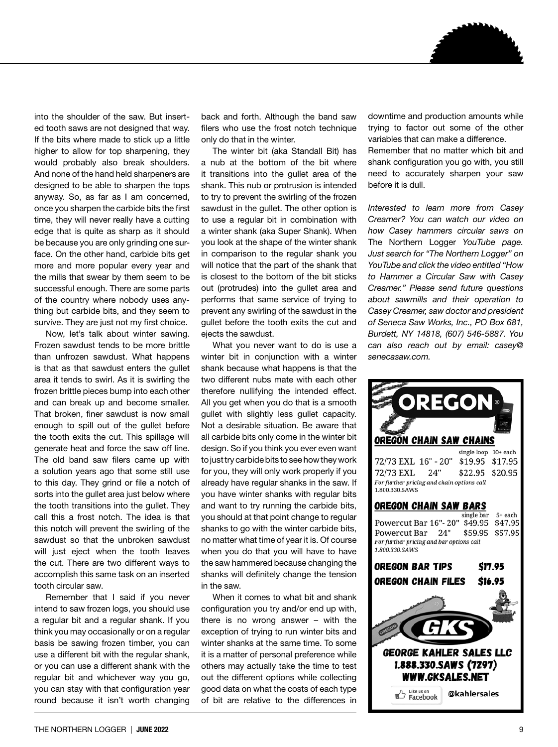into the shoulder of the saw. But inserted tooth saws are not designed that way. If the bits where made to stick up a little higher to allow for top sharpening, they would probably also break shoulders. And none of the hand held sharpeners are designed to be able to sharpen the tops anyway. So, as far as I am concerned, once you sharpen the carbide bits the first time, they will never really have a cutting edge that is quite as sharp as it should be because you are only grinding one surface. On the other hand, carbide bits get more and more popular every year and the mills that swear by them seem to be successful enough. There are some parts of the country where nobody uses anything but carbide bits, and they seem to survive. They are just not my first choice.

Now, let's talk about winter sawing. Frozen sawdust tends to be more brittle than unfrozen sawdust. What happens is that as that sawdust enters the gullet area it tends to swirl. As it is swirling the frozen brittle pieces bump into each other and can break up and become smaller. That broken, finer sawdust is now small enough to spill out of the gullet before the tooth exits the cut. This spillage will generate heat and force the saw off line. The old band saw filers came up with a solution years ago that some still use to this day. They grind or file a notch of sorts into the gullet area just below where the tooth transitions into the gullet. They call this a frost notch. The idea is that this notch will prevent the swirling of the sawdust so that the unbroken sawdust will just eject when the tooth leaves the cut. There are two different ways to accomplish this same task on an inserted tooth circular saw.

Remember that I said if you never intend to saw frozen logs, you should use a regular bit and a regular shank. If you think you may occasionally or on a regular basis be sawing frozen timber, you can use a different bit with the regular shank, or you can use a different shank with the regular bit and whichever way you go, you can stay with that configuration year round because it isn't worth changing back and forth. Although the band saw filers who use the frost notch technique only do that in the winter.

The winter bit (aka Standall Bit) has a nub at the bottom of the bit where it transitions into the gullet area of the shank. This nub or protrusion is intended to try to prevent the swirling of the frozen sawdust in the gullet. The other option is to use a regular bit in combination with a winter shank (aka Super Shank). When you look at the shape of the winter shank in comparison to the regular shank you will notice that the part of the shank that is closest to the bottom of the bit sticks out (protrudes) into the gullet area and performs that same service of trying to prevent any swirling of the sawdust in the gullet before the tooth exits the cut and ejects the sawdust.

What you never want to do is use a winter bit in conjunction with a winter shank because what happens is that the two different nubs mate with each other therefore nullifying the intended effect. All you get when you do that is a smooth gullet with slightly less gullet capacity. Not a desirable situation. Be aware that all carbide bits only come in the winter bit design. So if you think you ever even want to just try carbide bits to see how they work for you, they will only work properly if you already have regular shanks in the saw. If you have winter shanks with regular bits and want to try running the carbide bits, you should at that point change to regular shanks to go with the winter carbide bits, no matter what time of year it is. Of course when you do that you will have to have the saw hammered because changing the shanks will definitely change the tension in the saw.

When it comes to what bit and shank configuration you try and/or end up with, there is no wrong answer – with the exception of trying to run winter bits and winter shanks at the same time. To some it is a matter of personal preference while others may actually take the time to test out the different options while collecting good data on what the costs of each type of bit are relative to the differences in downtime and production amounts while trying to factor out some of the other variables that can make a difference.

Remember that no matter which bit and shank configuration you go with, you still need to accurately sharpen your saw before it is dull.

*Interested to learn more from Casey Creamer? You can watch our video on how Casey hammers circular saws on* The Northern Logger *YouTube page. Just search for "The Northern Logger" on YouTube and click the video entitled "How to Hammer a Circular Saw with Casey Creamer." Please send future questions about sawmills and their operation to Casey Creamer, saw doctor and president of Seneca Saw Works, Inc., PO Box 681, Burdett, NY 14818, (607) 546-5887. You can also reach out by email: casey@senecasaw.com.*

**OREGON®**

**OREGON CHAIN SAW CHAINS**

| | | single loop | 10+ each |
|---|---|---|---|
| 72/73 EXL | 16" - 20" | $19.95 | $17.95 |
| 72/73 EXL | 24" | $22.95 | $20.95 |

*For further pricing and chain options call 1.800.330.SAWS*

**OREGON CHAIN SAW BARS**

| | | single bar | 5+ each |
|---|---|---|---|
| Powercut Bar | 16"- 20" | $49.95 | $47.95 |
| Powercut Bar | 24" | $59.95 | $57.95 |

*For further pricing and bar options call 1.800.330.SAWS*

**OREGON BAR TIPS $17.95**

**OREGON CHAIN FILES $16.95**

**GKS**

**GEORGE KAHLER SALES LLC**
**1.888.330.SAWS (7297)**
**WWW.GKSALES.NET**

Like us on Facebook @kahlersales